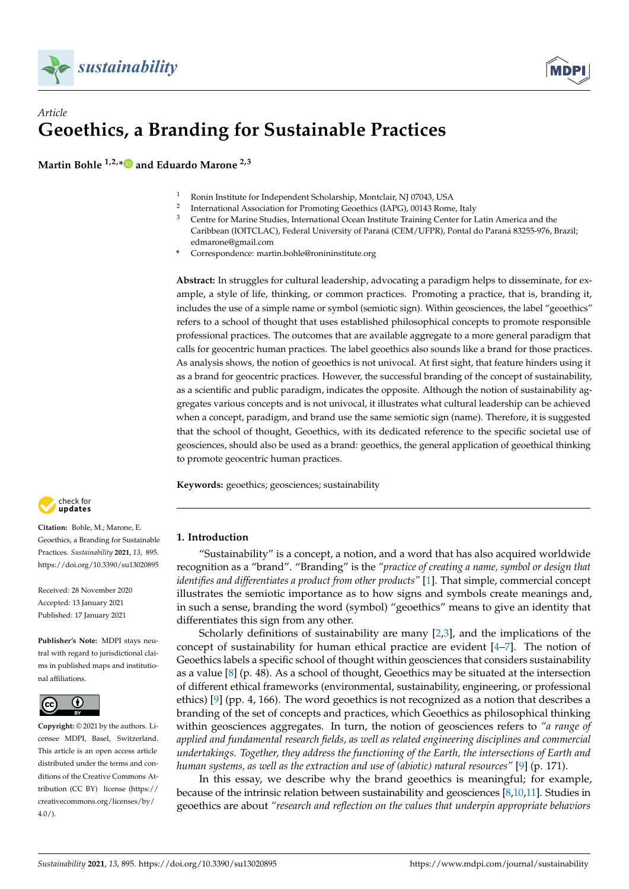*Article*

# Geoethics, a Branding for Sustainable Practices

**Martin Bohle [1,2,*] and Eduardo Marone [2,3]**

[1] Ronin Institute for Independent Scholarship, Montclair, NJ 07043, USA
[2] International Association for Promoting Geoethics (IAPG), 00143 Rome, Italy
[3] Centre for Marine Studies, International Ocean Institute Training Center for Latin America and the Caribbean (IOITCLAC), Federal University of Paraná (CEM/UFPR), Pontal do Paraná 83255-976, Brazil; edmarone@gmail.com
[*] Correspondence: martin.bohle@ronininstitute.org

**Abstract:** In struggles for cultural leadership, advocating a paradigm helps to disseminate, for example, a style of life, thinking, or common practices. Promoting a practice, that is, branding it, includes the use of a simple name or symbol (semiotic sign). Within geosciences, the label "geoethics" refers to a school of thought that uses established philosophical concepts to promote responsible professional practices. The outcomes that are available aggregate to a more general paradigm that calls for geocentric human practices. The label geoethics also sounds like a brand for those practices. As analysis shows, the notion of geoethics is not univocal. At first sight, that feature hinders using it as a brand for geocentric practices. However, the successful branding of the concept of sustainability, as a scientific and public paradigm, indicates the opposite. Although the notion of sustainability aggregates various concepts and is not univocal, it illustrates what cultural leadership can be achieved when a concept, paradigm, and brand use the same semiotic sign (name). Therefore, it is suggested that the school of thought, Geoethics, with its dedicated reference to the specific societal use of geosciences, should also be used as a brand: geoethics, the general application of geoethical thinking to promote geocentric human practices.

**Keywords:** geoethics; geosciences; sustainability

**Citation:** Bohle, M.; Marone, E. Geoethics, a Branding for Sustainable Practices. *Sustainability* **2021**, *13*, 895. https://doi.org/10.3390/su13020895

Received: 28 November 2020
Accepted: 13 January 2021
Published: 17 January 2021

**Publisher's Note:** MDPI stays neutral with regard to jurisdictional claims in published maps and institutional affiliations.

**Copyright:** © 2021 by the authors. Licensee MDPI, Basel, Switzerland. This article is an open access article distributed under the terms and conditions of the Creative Commons Attribution (CC BY) license (https://creativecommons.org/licenses/by/4.0/).

## 1. Introduction

"Sustainability" is a concept, a notion, and a word that has also acquired worldwide recognition as a "brand". "Branding" is the *"practice of creating a name, symbol or design that identifies and differentiates a product from other products"* [1]. That simple, commercial concept illustrates the semiotic importance as to how signs and symbols create meanings and, in such a sense, branding the word (symbol) "geoethics" means to give an identity that differentiates this sign from any other.

Scholarly definitions of sustainability are many [2,3], and the implications of the concept of sustainability for human ethical practice are evident [4–7]. The notion of Geoethics labels a specific school of thought within geosciences that considers sustainability as a value [8] (p. 48). As a school of thought, Geoethics may be situated at the intersection of different ethical frameworks (environmental, sustainability, engineering, or professional ethics) [9] (pp. 4, 166). The word geoethics is not recognized as a notion that describes a branding of the set of concepts and practices, which Geoethics as philosophical thinking within geosciences aggregates. In turn, the notion of geosciences refers to *"a range of applied and fundamental research fields, as well as related engineering disciplines and commercial undertakings. Together, they address the functioning of the Earth, the intersections of Earth and human systems, as well as the extraction and use of (abiotic) natural resources"* [9] (p. 171).

In this essay, we describe why the brand geoethics is meaningful; for example, because of the intrinsic relation between sustainability and geosciences [8,10,11]. Studies in geoethics are about *"research and reflection on the values that underpin appropriate behaviors*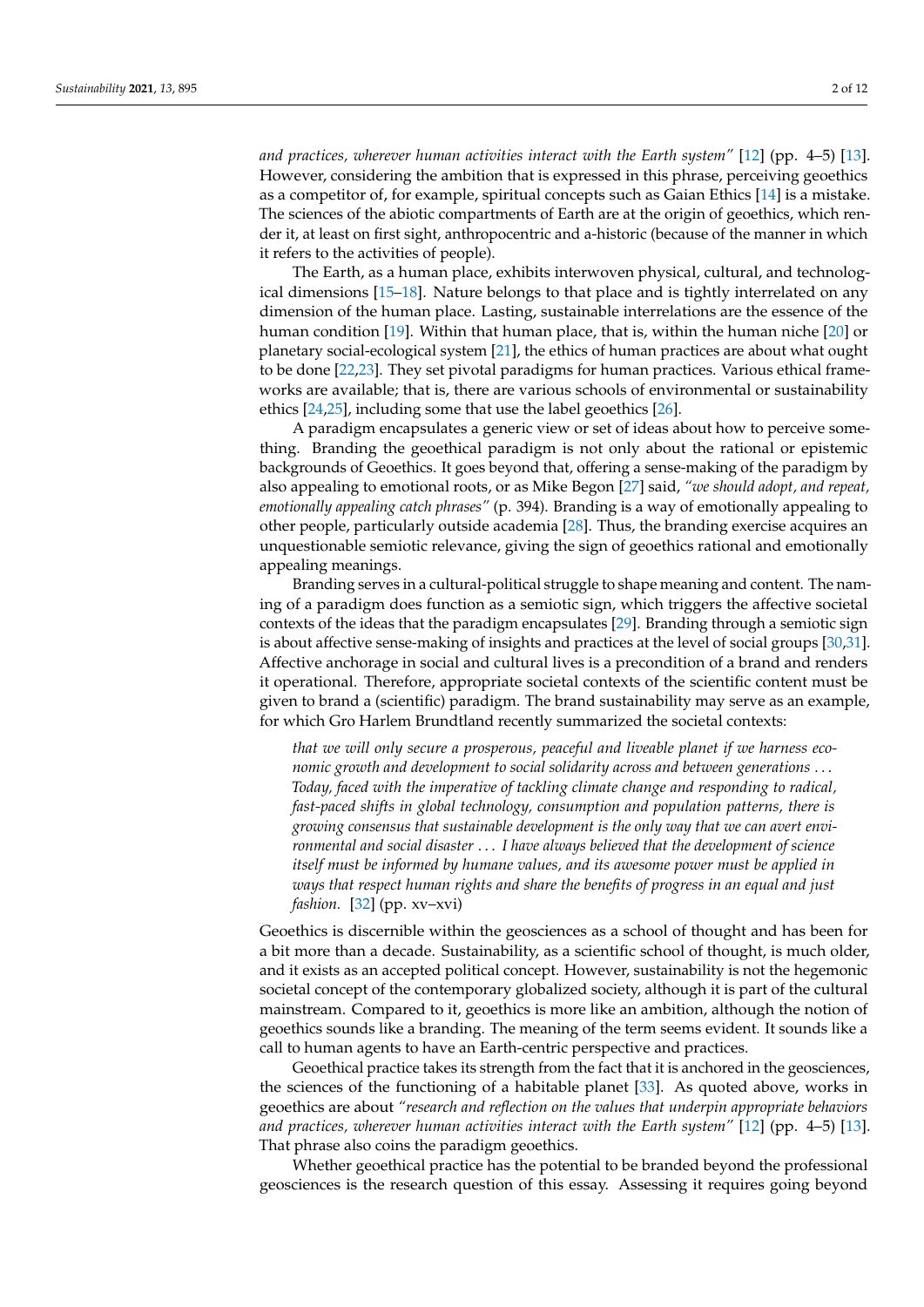*and practices, wherever human activities interact with the Earth system"* [12] (pp. 4–5) [13]. However, considering the ambition that is expressed in this phrase, perceiving geoethics as a competitor of, for example, spiritual concepts such as Gaian Ethics [14] is a mistake. The sciences of the abiotic compartments of Earth are at the origin of geoethics, which render it, at least on first sight, anthropocentric and a-historic (because of the manner in which it refers to the activities of people).

The Earth, as a human place, exhibits interwoven physical, cultural, and technological dimensions [15–18]. Nature belongs to that place and is tightly interrelated on any dimension of the human place. Lasting, sustainable interrelations are the essence of the human condition [19]. Within that human place, that is, within the human niche [20] or planetary social-ecological system [21], the ethics of human practices are about what ought to be done [22,23]. They set pivotal paradigms for human practices. Various ethical frameworks are available; that is, there are various schools of environmental or sustainability ethics [24,25], including some that use the label geoethics [26].

A paradigm encapsulates a generic view or set of ideas about how to perceive something. Branding the geoethical paradigm is not only about the rational or epistemic backgrounds of Geoethics. It goes beyond that, offering a sense-making of the paradigm by also appealing to emotional roots, or as Mike Begon [27] said, *"we should adopt, and repeat, emotionally appealing catch phrases"* (p. 394). Branding is a way of emotionally appealing to other people, particularly outside academia [28]. Thus, the branding exercise acquires an unquestionable semiotic relevance, giving the sign of geoethics rational and emotionally appealing meanings.

Branding serves in a cultural-political struggle to shape meaning and content. The naming of a paradigm does function as a semiotic sign, which triggers the affective societal contexts of the ideas that the paradigm encapsulates [29]. Branding through a semiotic sign is about affective sense-making of insights and practices at the level of social groups [30,31]. Affective anchorage in social and cultural lives is a precondition of a brand and renders it operational. Therefore, appropriate societal contexts of the scientific content must be given to brand a (scientific) paradigm. The brand sustainability may serve as an example, for which Gro Harlem Brundtland recently summarized the societal contexts:

> *that we will only secure a prosperous, peaceful and liveable planet if we harness economic growth and development to social solidarity across and between generations . . . Today, faced with the imperative of tackling climate change and responding to radical, fast-paced shifts in global technology, consumption and population patterns, there is growing consensus that sustainable development is the only way that we can avert environmental and social disaster . . . I have always believed that the development of science itself must be informed by humane values, and its awesome power must be applied in ways that respect human rights and share the benefits of progress in an equal and just fashion.* [32] (pp. xv–xvi)

Geoethics is discernible within the geosciences as a school of thought and has been for a bit more than a decade. Sustainability, as a scientific school of thought, is much older, and it exists as an accepted political concept. However, sustainability is not the hegemonic societal concept of the contemporary globalized society, although it is part of the cultural mainstream. Compared to it, geoethics is more like an ambition, although the notion of geoethics sounds like a branding. The meaning of the term seems evident. It sounds like a call to human agents to have an Earth-centric perspective and practices.

Geoethical practice takes its strength from the fact that it is anchored in the geosciences, the sciences of the functioning of a habitable planet [33]. As quoted above, works in geoethics are about *"research and reflection on the values that underpin appropriate behaviors and practices, wherever human activities interact with the Earth system"* [12] (pp. 4–5) [13]. That phrase also coins the paradigm geoethics.

Whether geoethical practice has the potential to be branded beyond the professional geosciences is the research question of this essay. Assessing it requires going beyond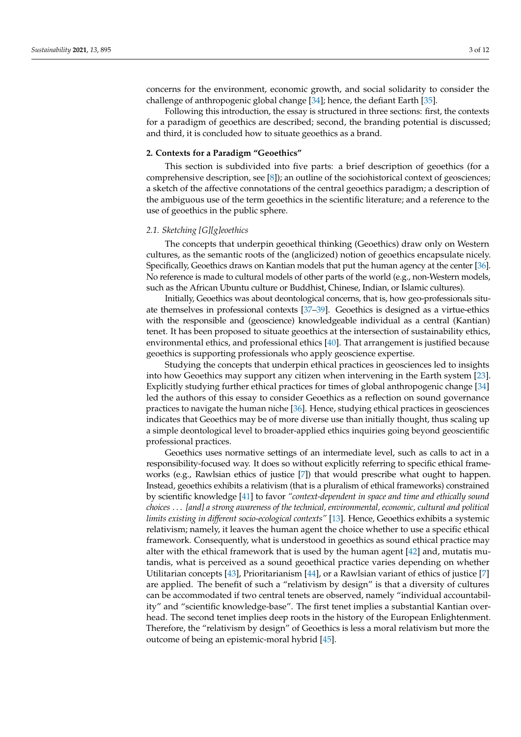concerns for the environment, economic growth, and social solidarity to consider the challenge of anthropogenic global change [34]; hence, the defiant Earth [35].

Following this introduction, the essay is structured in three sections: first, the contexts for a paradigm of geoethics are described; second, the branding potential is discussed; and third, it is concluded how to situate geoethics as a brand.

## 2. Contexts for a Paradigm "Geoethics"

This section is subdivided into five parts: a brief description of geoethics (for a comprehensive description, see [8]); an outline of the sociohistorical context of geosciences; a sketch of the affective connotations of the central geoethics paradigm; a description of the ambiguous use of the term geoethics in the scientific literature; and a reference to the use of geoethics in the public sphere.

### *2.1. Sketching [G][g]eoethics*

The concepts that underpin geoethical thinking (Geoethics) draw only on Western cultures, as the semantic roots of the (anglicized) notion of geoethics encapsulate nicely. Specifically, Geoethics draws on Kantian models that put the human agency at the center [36]. No reference is made to cultural models of other parts of the world (e.g., non-Western models, such as the African Ubuntu culture or Buddhist, Chinese, Indian, or Islamic cultures).

Initially, Geoethics was about deontological concerns, that is, how geo-professionals situate themselves in professional contexts [37–39]. Geoethics is designed as a virtue-ethics with the responsible and (geoscience) knowledgeable individual as a central (Kantian) tenet. It has been proposed to situate geoethics at the intersection of sustainability ethics, environmental ethics, and professional ethics [40]. That arrangement is justified because geoethics is supporting professionals who apply geoscience expertise.

Studying the concepts that underpin ethical practices in geosciences led to insights into how Geoethics may support any citizen when intervening in the Earth system [23]. Explicitly studying further ethical practices for times of global anthropogenic change [34] led the authors of this essay to consider Geoethics as a reflection on sound governance practices to navigate the human niche [36]. Hence, studying ethical practices in geosciences indicates that Geoethics may be of more diverse use than initially thought, thus scaling up a simple deontological level to broader-applied ethics inquiries going beyond geoscientific professional practices.

Geoethics uses normative settings of an intermediate level, such as calls to act in a responsibility-focused way. It does so without explicitly referring to specific ethical frameworks (e.g., Rawlsian ethics of justice [7]) that would prescribe what ought to happen. Instead, geoethics exhibits a relativism (that is a pluralism of ethical frameworks) constrained by scientific knowledge [41] to favor *"context-dependent in space and time and ethically sound choices ... [and] a strong awareness of the technical, environmental, economic, cultural and political limits existing in different socio-ecological contexts"* [13]. Hence, Geoethics exhibits a systemic relativism; namely, it leaves the human agent the choice whether to use a specific ethical framework. Consequently, what is understood in geoethics as sound ethical practice may alter with the ethical framework that is used by the human agent [42] and, mutatis mutandis, what is perceived as a sound geoethical practice varies depending on whether Utilitarian concepts [43], Prioritarianism [44], or a Rawlsian variant of ethics of justice [7] are applied. The benefit of such a "relativism by design" is that a diversity of cultures can be accommodated if two central tenets are observed, namely "individual accountability" and "scientific knowledge-base". The first tenet implies a substantial Kantian overhead. The second tenet implies deep roots in the history of the European Enlightenment. Therefore, the "relativism by design" of Geoethics is less a moral relativism but more the outcome of being an epistemic-moral hybrid [45].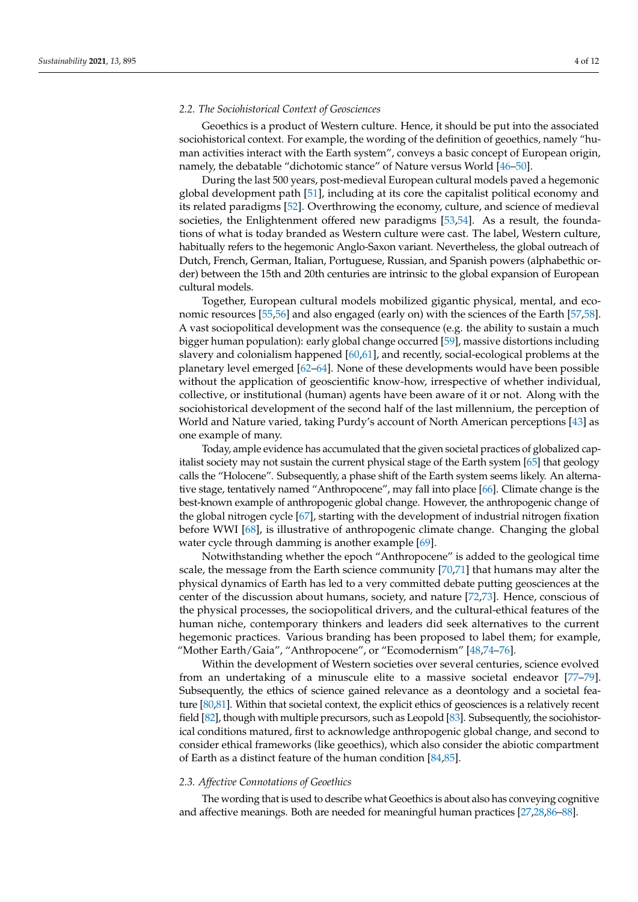### 2.2. The Sociohistorical Context of Geosciences

Geoethics is a product of Western culture. Hence, it should be put into the associated sociohistorical context. For example, the wording of the definition of geoethics, namely "human activities interact with the Earth system", conveys a basic concept of European origin, namely, the debatable "dichotomic stance" of Nature versus World [46–50].

During the last 500 years, post-medieval European cultural models paved a hegemonic global development path [51], including at its core the capitalist political economy and its related paradigms [52]. Overthrowing the economy, culture, and science of medieval societies, the Enlightenment offered new paradigms [53,54]. As a result, the foundations of what is today branded as Western culture were cast. The label, Western culture, habitually refers to the hegemonic Anglo-Saxon variant. Nevertheless, the global outreach of Dutch, French, German, Italian, Portuguese, Russian, and Spanish powers (alphabethic order) between the 15th and 20th centuries are intrinsic to the global expansion of European cultural models.

Together, European cultural models mobilized gigantic physical, mental, and economic resources [55,56] and also engaged (early on) with the sciences of the Earth [57,58]. A vast sociopolitical development was the consequence (e.g. the ability to sustain a much bigger human population): early global change occurred [59], massive distortions including slavery and colonialism happened [60,61], and recently, social-ecological problems at the planetary level emerged [62–64]. None of these developments would have been possible without the application of geoscientific know-how, irrespective of whether individual, collective, or institutional (human) agents have been aware of it or not. Along with the sociohistorical development of the second half of the last millennium, the perception of World and Nature varied, taking Purdy's account of North American perceptions [43] as one example of many.

Today, ample evidence has accumulated that the given societal practices of globalized capitalist society may not sustain the current physical stage of the Earth system [65] that geology calls the "Holocene". Subsequently, a phase shift of the Earth system seems likely. An alternative stage, tentatively named "Anthropocene", may fall into place [66]. Climate change is the best-known example of anthropogenic global change. However, the anthropogenic change of the global nitrogen cycle [67], starting with the development of industrial nitrogen fixation before WWI [68], is illustrative of anthropogenic climate change. Changing the global water cycle through damming is another example [69].

Notwithstanding whether the epoch "Anthropocene" is added to the geological time scale, the message from the Earth science community [70,71] that humans may alter the physical dynamics of Earth has led to a very committed debate putting geosciences at the center of the discussion about humans, society, and nature [72,73]. Hence, conscious of the physical processes, the sociopolitical drivers, and the cultural-ethical features of the human niche, contemporary thinkers and leaders did seek alternatives to the current hegemonic practices. Various branding has been proposed to label them; for example, "Mother Earth/Gaia", "Anthropocene", or "Ecomodernism" [48,74–76].

Within the development of Western societies over several centuries, science evolved from an undertaking of a minuscule elite to a massive societal endeavor [77–79]. Subsequently, the ethics of science gained relevance as a deontology and a societal feature [80,81]. Within that societal context, the explicit ethics of geosciences is a relatively recent field [82], though with multiple precursors, such as Leopold [83]. Subsequently, the sociohistorical conditions matured, first to acknowledge anthropogenic global change, and second to consider ethical frameworks (like geoethics), which also consider the abiotic compartment of Earth as a distinct feature of the human condition [84,85].

### 2.3. Affective Connotations of Geoethics

The wording that is used to describe what Geoethics is about also has conveying cognitive and affective meanings. Both are needed for meaningful human practices [27,28,86–88].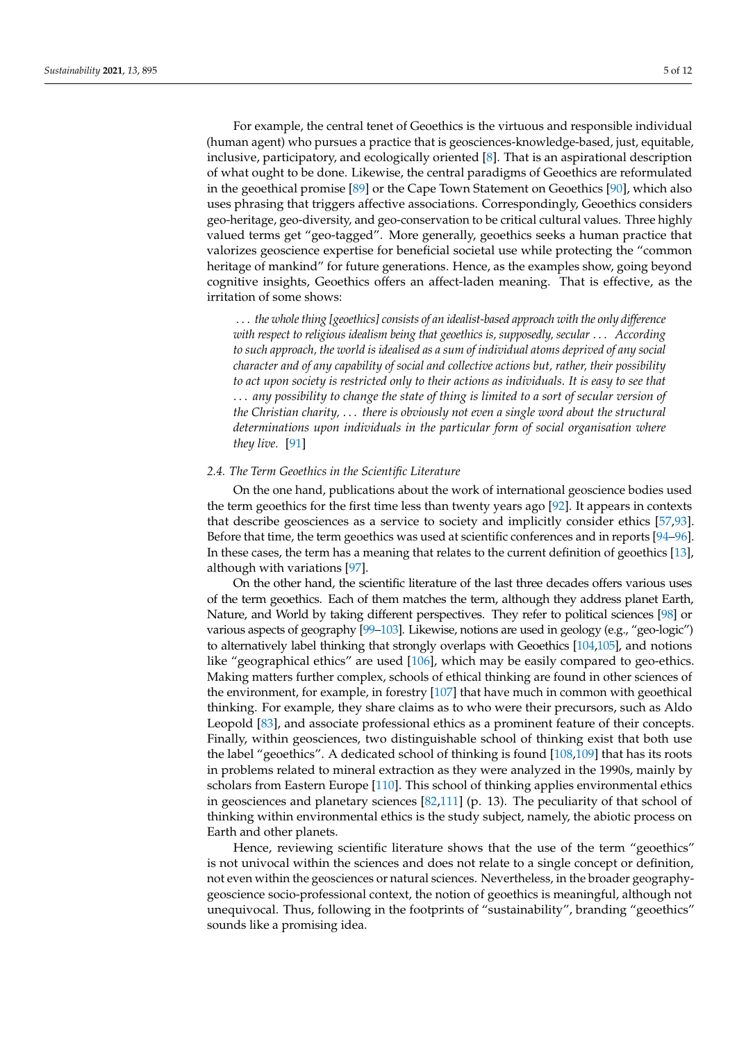For example, the central tenet of Geoethics is the virtuous and responsible individual (human agent) who pursues a practice that is geosciences-knowledge-based, just, equitable, inclusive, participatory, and ecologically oriented [8]. That is an aspirational description of what ought to be done. Likewise, the central paradigms of Geoethics are reformulated in the geoethical promise [89] or the Cape Town Statement on Geoethics [90], which also uses phrasing that triggers affective associations. Correspondingly, Geoethics considers geo-heritage, geo-diversity, and geo-conservation to be critical cultural values. Three highly valued terms get "geo-tagged". More generally, geoethics seeks a human practice that valorizes geoscience expertise for beneficial societal use while protecting the "common heritage of mankind" for future generations. Hence, as the examples show, going beyond cognitive insights, Geoethics offers an affect-laden meaning. That is effective, as the irritation of some shows:

> *. . . the whole thing [geoethics] consists of an idealist-based approach with the only difference with respect to religious idealism being that geoethics is, supposedly, secular . . . According to such approach, the world is idealised as a sum of individual atoms deprived of any social character and of any capability of social and collective actions but, rather, their possibility to act upon society is restricted only to their actions as individuals. It is easy to see that . . . any possibility to change the state of thing is limited to a sort of secular version of the Christian charity, . . . there is obviously not even a single word about the structural determinations upon individuals in the particular form of social organisation where they live.* [91]

### 2.4. The Term Geoethics in the Scientific Literature

On the one hand, publications about the work of international geoscience bodies used the term geoethics for the first time less than twenty years ago [92]. It appears in contexts that describe geosciences as a service to society and implicitly consider ethics [57,93]. Before that time, the term geoethics was used at scientific conferences and in reports [94–96]. In these cases, the term has a meaning that relates to the current definition of geoethics [13], although with variations [97].

On the other hand, the scientific literature of the last three decades offers various uses of the term geoethics. Each of them matches the term, although they address planet Earth, Nature, and World by taking different perspectives. They refer to political sciences [98] or various aspects of geography [99–103]. Likewise, notions are used in geology (e.g., "geo-logic") to alternatively label thinking that strongly overlaps with Geoethics [104,105], and notions like "geographical ethics" are used [106], which may be easily compared to geo-ethics. Making matters further complex, schools of ethical thinking are found in other sciences of the environment, for example, in forestry [107] that have much in common with geoethical thinking. For example, they share claims as to who were their precursors, such as Aldo Leopold [83], and associate professional ethics as a prominent feature of their concepts. Finally, within geosciences, two distinguishable school of thinking exist that both use the label "geoethics". A dedicated school of thinking is found [108,109] that has its roots in problems related to mineral extraction as they were analyzed in the 1990s, mainly by scholars from Eastern Europe [110]. This school of thinking applies environmental ethics in geosciences and planetary sciences [82,111] (p. 13). The peculiarity of that school of thinking within environmental ethics is the study subject, namely, the abiotic process on Earth and other planets.

Hence, reviewing scientific literature shows that the use of the term "geoethics" is not univocal within the sciences and does not relate to a single concept or definition, not even within the geosciences or natural sciences. Nevertheless, in the broader geography-geoscience socio-professional context, the notion of geoethics is meaningful, although not unequivocal. Thus, following in the footprints of "sustainability", branding "geoethics" sounds like a promising idea.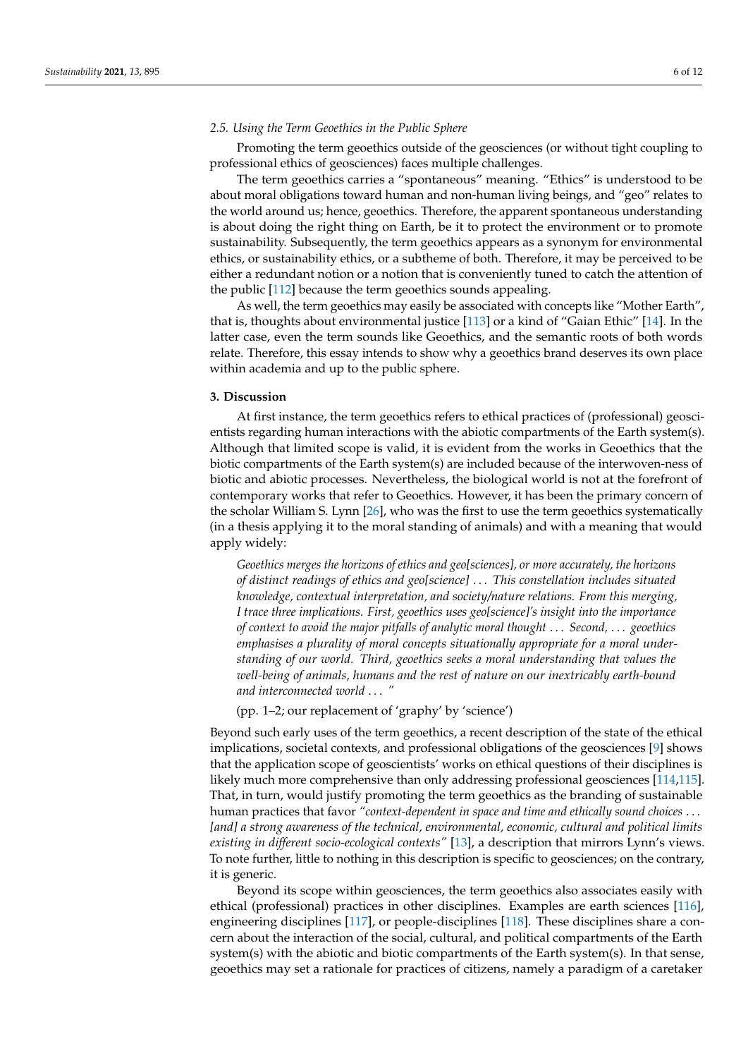### 2.5. Using the Term Geoethics in the Public Sphere

Promoting the term geoethics outside of the geosciences (or without tight coupling to professional ethics of geosciences) faces multiple challenges.

The term geoethics carries a "spontaneous" meaning. "Ethics" is understood to be about moral obligations toward human and non-human living beings, and "geo" relates to the world around us; hence, geoethics. Therefore, the apparent spontaneous understanding is about doing the right thing on Earth, be it to protect the environment or to promote sustainability. Subsequently, the term geoethics appears as a synonym for environmental ethics, or sustainability ethics, or a subtheme of both. Therefore, it may be perceived to be either a redundant notion or a notion that is conveniently tuned to catch the attention of the public [112] because the term geoethics sounds appealing.

As well, the term geoethics may easily be associated with concepts like "Mother Earth", that is, thoughts about environmental justice [113] or a kind of "Gaian Ethic" [14]. In the latter case, even the term sounds like Geoethics, and the semantic roots of both words relate. Therefore, this essay intends to show why a geoethics brand deserves its own place within academia and up to the public sphere.

## 3. Discussion

At first instance, the term geoethics refers to ethical practices of (professional) geoscientists regarding human interactions with the abiotic compartments of the Earth system(s). Although that limited scope is valid, it is evident from the works in Geoethics that the biotic compartments of the Earth system(s) are included because of the interwoven-ness of biotic and abiotic processes. Nevertheless, the biological world is not at the forefront of contemporary works that refer to Geoethics. However, it has been the primary concern of the scholar William S. Lynn [26], who was the first to use the term geoethics systematically (in a thesis applying it to the moral standing of animals) and with a meaning that would apply widely:

> *Geoethics merges the horizons of ethics and geo[sciences], or more accurately, the horizons of distinct readings of ethics and geo[science] ... This constellation includes situated knowledge, contextual interpretation, and society/nature relations. From this merging, I trace three implications. First, geoethics uses geo[science]'s insight into the importance of context to avoid the major pitfalls of analytic moral thought ... Second, ... geoethics emphasises a plurality of moral concepts situationally appropriate for a moral understanding of our world. Third, geoethics seeks a moral understanding that values the well-being of animals, humans and the rest of nature on our inextricably earth-bound and interconnected world ... "*
>
> (pp. 1–2; our replacement of 'graphy' by 'science')

Beyond such early uses of the term geoethics, a recent description of the state of the ethical implications, societal contexts, and professional obligations of the geosciences [9] shows that the application scope of geoscientists' works on ethical questions of their disciplines is likely much more comprehensive than only addressing professional geosciences [114,115]. That, in turn, would justify promoting the term geoethics as the branding of sustainable human practices that favor *"context-dependent in space and time and ethically sound choices ... [and] a strong awareness of the technical, environmental, economic, cultural and political limits existing in different socio-ecological contexts"* [13], a description that mirrors Lynn's views. To note further, little to nothing in this description is specific to geosciences; on the contrary, it is generic.

Beyond its scope within geosciences, the term geoethics also associates easily with ethical (professional) practices in other disciplines. Examples are earth sciences [116], engineering disciplines [117], or people-disciplines [118]. These disciplines share a concern about the interaction of the social, cultural, and political compartments of the Earth system(s) with the abiotic and biotic compartments of the Earth system(s). In that sense, geoethics may set a rationale for practices of citizens, namely a paradigm of a caretaker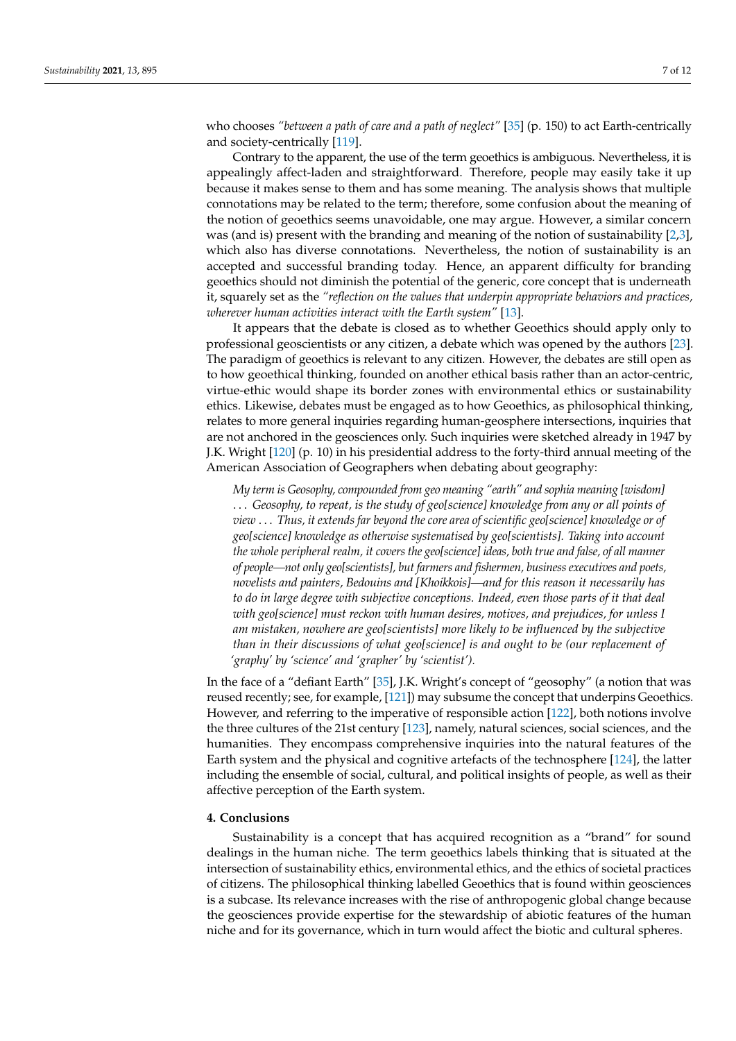who chooses *"between a path of care and a path of neglect"* [35] (p. 150) to act Earth-centrically and society-centrically [119].

Contrary to the apparent, the use of the term geoethics is ambiguous. Nevertheless, it is appealingly affect-laden and straightforward. Therefore, people may easily take it up because it makes sense to them and has some meaning. The analysis shows that multiple connotations may be related to the term; therefore, some confusion about the meaning of the notion of geoethics seems unavoidable, one may argue. However, a similar concern was (and is) present with the branding and meaning of the notion of sustainability [2,3], which also has diverse connotations. Nevertheless, the notion of sustainability is an accepted and successful branding today. Hence, an apparent difficulty for branding geoethics should not diminish the potential of the generic, core concept that is underneath it, squarely set as the *"reflection on the values that underpin appropriate behaviors and practices, wherever human activities interact with the Earth system"* [13].

It appears that the debate is closed as to whether Geoethics should apply only to professional geoscientists or any citizen, a debate which was opened by the authors [23]. The paradigm of geoethics is relevant to any citizen. However, the debates are still open as to how geoethical thinking, founded on another ethical basis rather than an actor-centric, virtue-ethic would shape its border zones with environmental ethics or sustainability ethics. Likewise, debates must be engaged as to how Geoethics, as philosophical thinking, relates to more general inquiries regarding human-geosphere intersections, inquiries that are not anchored in the geosciences only. Such inquiries were sketched already in 1947 by J.K. Wright [120] (p. 10) in his presidential address to the forty-third annual meeting of the American Association of Geographers when debating about geography:

> *My term is Geosophy, compounded from geo meaning "earth" and sophia meaning [wisdom] . . . Geosophy, to repeat, is the study of geo[science] knowledge from any or all points of view . . . Thus, it extends far beyond the core area of scientific geo[science] knowledge or of geo[science] knowledge as otherwise systematised by geo[scientists]. Taking into account the whole peripheral realm, it covers the geo[science] ideas, both true and false, of all manner of people—not only geo[scientists], but farmers and fishermen, business executives and poets, novelists and painters, Bedouins and [Khoikkois]—and for this reason it necessarily has to do in large degree with subjective conceptions. Indeed, even those parts of it that deal with geo[science] must reckon with human desires, motives, and prejudices, for unless I am mistaken, nowhere are geo[scientists] more likely to be influenced by the subjective than in their discussions of what geo[science] is and ought to be (our replacement of 'graphy' by 'science' and 'grapher' by 'scientist').*

In the face of a "defiant Earth" [35], J.K. Wright's concept of "geosophy" (a notion that was reused recently; see, for example, [121]) may subsume the concept that underpins Geoethics. However, and referring to the imperative of responsible action [122], both notions involve the three cultures of the 21st century [123], namely, natural sciences, social sciences, and the humanities. They encompass comprehensive inquiries into the natural features of the Earth system and the physical and cognitive artefacts of the technosphere [124], the latter including the ensemble of social, cultural, and political insights of people, as well as their affective perception of the Earth system.

## 4. Conclusions

Sustainability is a concept that has acquired recognition as a "brand" for sound dealings in the human niche. The term geoethics labels thinking that is situated at the intersection of sustainability ethics, environmental ethics, and the ethics of societal practices of citizens. The philosophical thinking labelled Geoethics that is found within geosciences is a subcase. Its relevance increases with the rise of anthropogenic global change because the geosciences provide expertise for the stewardship of abiotic features of the human niche and for its governance, which in turn would affect the biotic and cultural spheres.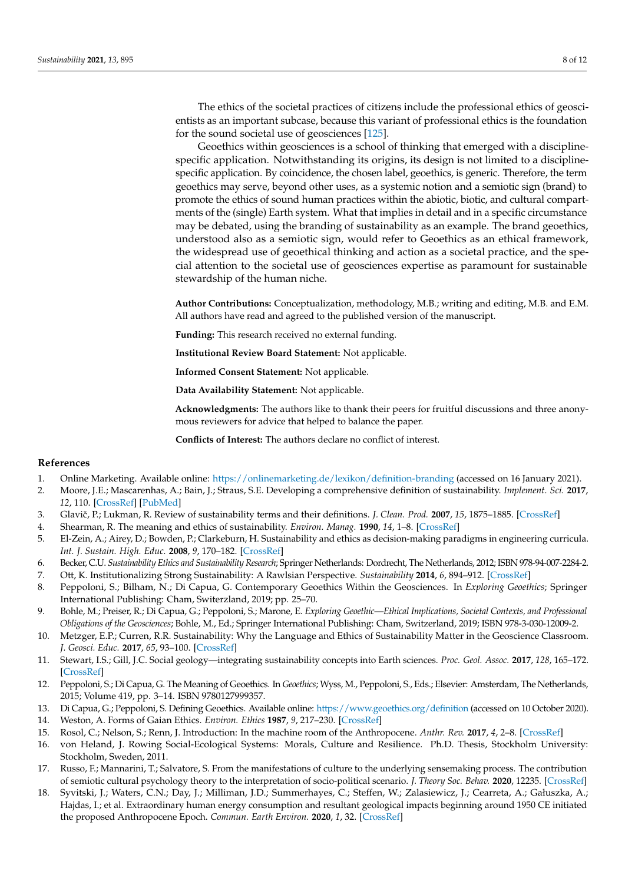The ethics of the societal practices of citizens include the professional ethics of geoscientists as an important subcase, because this variant of professional ethics is the foundation for the sound societal use of geosciences [125].

Geoethics within geosciences is a school of thinking that emerged with a discipline-specific application. Notwithstanding its origins, its design is not limited to a discipline-specific application. By coincidence, the chosen label, geoethics, is generic. Therefore, the term geoethics may serve, beyond other uses, as a systemic notion and a semiotic sign (brand) to promote the ethics of sound human practices within the abiotic, biotic, and cultural compartments of the (single) Earth system. What that implies in detail and in a specific circumstance may be debated, using the branding of sustainability as an example. The brand geoethics, understood also as a semiotic sign, would refer to Geoethics as an ethical framework, the widespread use of geoethical thinking and action as a societal practice, and the special attention to the societal use of geosciences expertise as paramount for sustainable stewardship of the human niche.

**Author Contributions:** Conceptualization, methodology, M.B.; writing and editing, M.B. and E.M. All authors have read and agreed to the published version of the manuscript.

**Funding:** This research received no external funding.

**Institutional Review Board Statement:** Not applicable.

**Informed Consent Statement:** Not applicable.

**Data Availability Statement:** Not applicable.

**Acknowledgments:** The authors like to thank their peers for fruitful discussions and three anonymous reviewers for advice that helped to balance the paper.

**Conflicts of Interest:** The authors declare no conflict of interest.

## References

1. Online Marketing. Available online: https://onlinemarketing.de/lexikon/definition-branding (accessed on 16 January 2021).
2. Moore, J.E.; Mascarenhas, A.; Bain, J.; Straus, S.E. Developing a comprehensive definition of sustainability. *Implement. Sci.* **2017**, *12*, 110. [CrossRef] [PubMed]
3. Glavič, P.; Lukman, R. Review of sustainability terms and their definitions. *J. Clean. Prod.* **2007**, *15*, 1875–1885. [CrossRef]
4. Shearman, R. The meaning and ethics of sustainability. *Environ. Manag.* **1990**, *14*, 1–8. [CrossRef]
5. El-Zein, A.; Airey, D.; Bowden, P.; Clarkeburn, H. Sustainability and ethics as decision-making paradigms in engineering curricula. *Int. J. Sustain. High. Educ.* **2008**, *9*, 170–182. [CrossRef]
6. Becker, C.U. *Sustainability Ethics and Sustainability Research*; Springer Netherlands: Dordrecht, The Netherlands, 2012; ISBN 978-94-007-2284-2.
7. Ott, K. Institutionalizing Strong Sustainability: A Rawlsian Perspective. *Sustainability* **2014**, *6*, 894–912. [CrossRef]
8. Peppoloni, S.; Bilham, N.; Di Capua, G. Contemporary Geoethics Within the Geosciences. In *Exploring Geoethics*; Springer International Publishing: Cham, Switerzland, 2019; pp. 25–70.
9. Bohle, M.; Preiser, R.; Di Capua, G.; Peppoloni, S.; Marone, E. *Exploring Geoethic—Ethical Implications, Societal Contexts, and Professional Obligations of the Geosciences*; Bohle, M., Ed.; Springer International Publishing: Cham, Switzerland, 2019; ISBN 978-3-030-12009-2.
10. Metzger, E.P.; Curren, R.R. Sustainability: Why the Language and Ethics of Sustainability Matter in the Geoscience Classroom. *J. Geosci. Educ.* **2017**, *65*, 93–100. [CrossRef]
11. Stewart, I.S.; Gill, J.C. Social geology—integrating sustainability concepts into Earth sciences. *Proc. Geol. Assoc.* **2017**, *128*, 165–172. [CrossRef]
12. Peppoloni, S.; Di Capua, G. The Meaning of Geoethics. In *Geoethics*; Wyss, M., Peppoloni, S., Eds.; Elsevier: Amsterdam, The Netherlands, 2015; Volume 419, pp. 3–14. ISBN 9780127999357.
13. Di Capua, G.; Peppoloni, S. Defining Geoethics. Available online: https://www.geoethics.org/definition (accessed on 10 October 2020).
14. Weston, A. Forms of Gaian Ethics. *Environ. Ethics* **1987**, *9*, 217–230. [CrossRef]
15. Rosol, C.; Nelson, S.; Renn, J. Introduction: In the machine room of the Anthropocene. *Anthr. Rev.* **2017**, *4*, 2–8. [CrossRef]
16. von Heland, J. Rowing Social-Ecological Systems: Morals, Culture and Resilience. Ph.D. Thesis, Stockholm University: Stockholm, Sweden, 2011.
17. Russo, F.; Mannarini, T.; Salvatore, S. From the manifestations of culture to the underlying sensemaking process. The contribution of semiotic cultural psychology theory to the interpretation of socio-political scenario. *J. Theory Soc. Behav.* **2020**, 12235. [CrossRef]
18. Syvitski, J.; Waters, C.N.; Day, J.; Milliman, J.D.; Summerhayes, C.; Steffen, W.; Zalasiewicz, J.; Cearreta, A.; Gałuszka, A.; Hajdas, I.; et al. Extraordinary human energy consumption and resultant geological impacts beginning around 1950 CE initiated the proposed Anthropocene Epoch. *Commun. Earth Environ.* **2020**, *1*, 32. [CrossRef]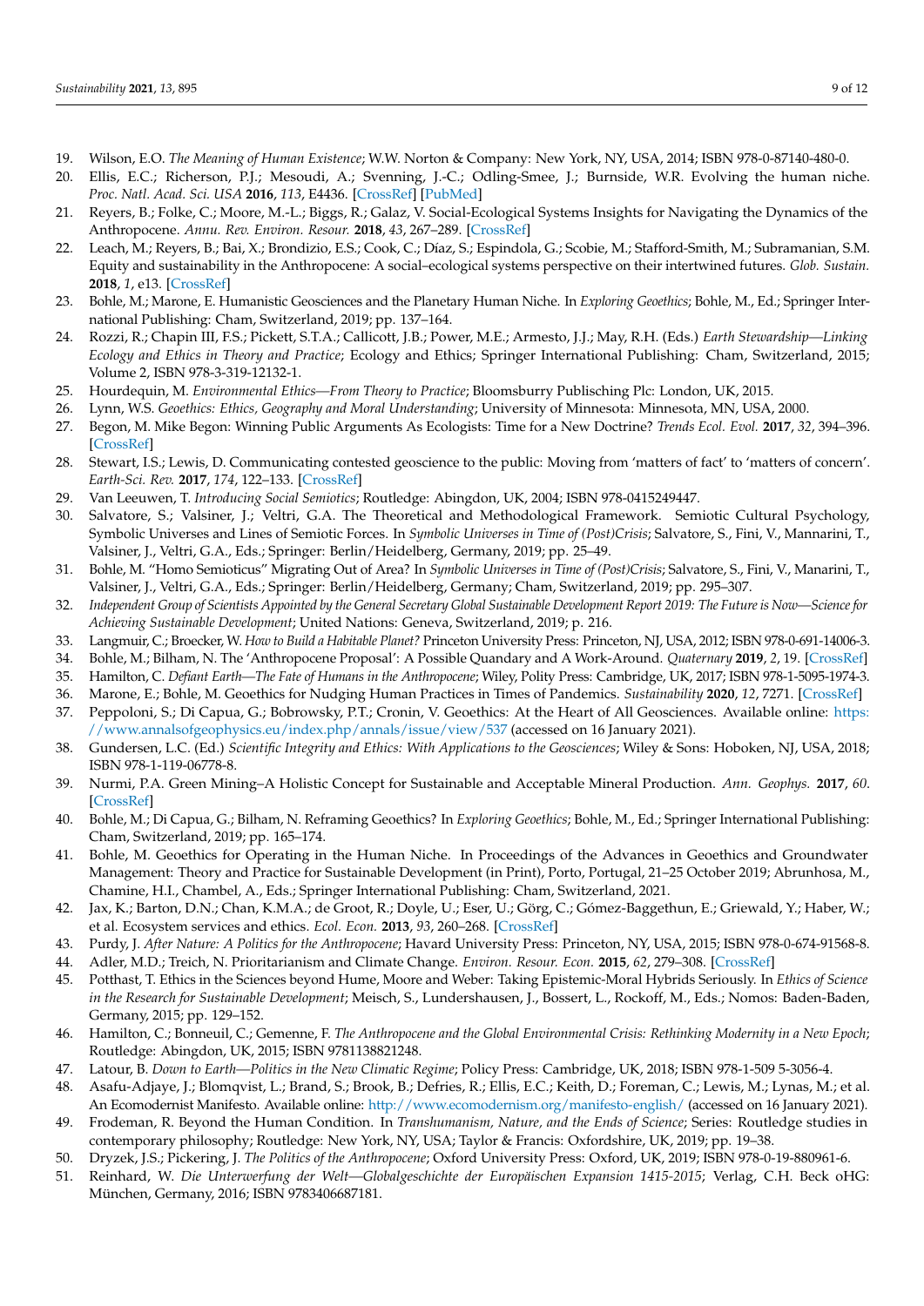19. Wilson, E.O. *The Meaning of Human Existence*; W.W. Norton & Company: New York, NY, USA, 2014; ISBN 978-0-87140-480-0.
20. Ellis, E.C.; Richerson, P.J.; Mesoudi, A.; Svenning, J.-C.; Odling-Smee, J.; Burnside, W.R. Evolving the human niche. *Proc. Natl. Acad. Sci. USA* **2016**, *113*, E4436. [CrossRef] [PubMed]
21. Reyers, B.; Folke, C.; Moore, M.-L.; Biggs, R.; Galaz, V. Social-Ecological Systems Insights for Navigating the Dynamics of the Anthropocene. *Annu. Rev. Environ. Resour.* **2018**, *43*, 267–289. [CrossRef]
22. Leach, M.; Reyers, B.; Bai, X.; Brondizio, E.S.; Cook, C.; Díaz, S.; Espindola, G.; Scobie, M.; Stafford-Smith, M.; Subramanian, S.M. Equity and sustainability in the Anthropocene: A social–ecological systems perspective on their intertwined futures. *Glob. Sustain.* **2018**, *1*, e13. [CrossRef]
23. Bohle, M.; Marone, E. Humanistic Geosciences and the Planetary Human Niche. In *Exploring Geoethics*; Bohle, M., Ed.; Springer International Publishing: Cham, Switzerland, 2019; pp. 137–164.
24. Rozzi, R.; Chapin III, F.S.; Pickett, S.T.A.; Callicott, J.B.; Power, M.E.; Armesto, J.J.; May, R.H. (Eds.) *Earth Stewardship—Linking Ecology and Ethics in Theory and Practice*; Ecology and Ethics; Springer International Publishing: Cham, Switzerland, 2015; Volume 2, ISBN 978-3-319-12132-1.
25. Hourdequin, M. *Environmental Ethics—From Theory to Practice*; Bloomsbury Publisching Plc: London, UK, 2015.
26. Lynn, W.S. *Geoethics: Ethics, Geography and Moral Understanding*; University of Minnesota: Minnesota, MN, USA, 2000.
27. Begon, M. Mike Begon: Winning Public Arguments As Ecologists: Time for a New Doctrine? *Trends Ecol. Evol.* **2017**, *32*, 394–396. [CrossRef]
28. Stewart, I.S.; Lewis, D. Communicating contested geoscience to the public: Moving from 'matters of fact' to 'matters of concern'. *Earth-Sci. Rev.* **2017**, *174*, 122–133. [CrossRef]
29. Van Leeuwen, T. *Introducing Social Semiotics*; Routledge: Abingdon, UK, 2004; ISBN 978-0415249447.
30. Salvatore, S.; Valsiner, J.; Veltri, G.A. The Theoretical and Methodological Framework. Semiotic Cultural Psychology, Symbolic Universes and Lines of Semiotic Forces. In *Symbolic Universes in Time of (Post)Crisis*; Salvatore, S., Fini, V., Mannarini, T., Valsiner, J., Veltri, G.A., Eds.; Springer: Berlin/Heidelberg, Germany, 2019; pp. 25–49.
31. Bohle, M. "Homo Semioticus" Migrating Out of Area? In *Symbolic Universes in Time of (Post)Crisis*; Salvatore, S., Fini, V., Manarini, T., Valsiner, J., Veltri, G.A., Eds.; Springer: Berlin/Heidelberg, Germany; Cham, Switzerland, 2019; pp. 295–307.
32. *Independent Group of Scientists Appointed by the General Secretary Global Sustainable Development Report 2019: The Future is Now—Science for Achieving Sustainable Development*; United Nations: Geneva, Switzerland, 2019; p. 216.
33. Langmuir, C.; Broecker, W. *How to Build a Habitable Planet?* Princeton University Press: Princeton, NJ, USA, 2012; ISBN 978-0-691-14006-3.
34. Bohle, M.; Bilham, N. The 'Anthropocene Proposal': A Possible Quandary and A Work-Around. *Quaternary* **2019**, *2*, 19. [CrossRef]
35. Hamilton, C. *Defiant Earth—The Fate of Humans in the Anthropocene*; Wiley, Polity Press: Cambridge, UK, 2017; ISBN 978-1-5095-1974-3.
36. Marone, E.; Bohle, M. Geoethics for Nudging Human Practices in Times of Pandemics. *Sustainability* **2020**, *12*, 7271. [CrossRef]
37. Peppoloni, S.; Di Capua, G.; Bobrowsky, P.T.; Cronin, V. Geoethics: At the Heart of All Geosciences. Available online: https://www.annalsofgeophysics.eu/index.php/annals/issue/view/537 (accessed on 16 January 2021).
38. Gundersen, L.C. (Ed.) *Scientific Integrity and Ethics: With Applications to the Geosciences*; Wiley & Sons: Hoboken, NJ, USA, 2018; ISBN 978-1-119-06778-8.
39. Nurmi, P.A. Green Mining–A Holistic Concept for Sustainable and Acceptable Mineral Production. *Ann. Geophys.* **2017**, *60*. [CrossRef]
40. Bohle, M.; Di Capua, G.; Bilham, N. Reframing Geoethics? In *Exploring Geoethics*; Bohle, M., Ed.; Springer International Publishing: Cham, Switzerland, 2019; pp. 165–174.
41. Bohle, M. Geoethics for Operating in the Human Niche. In Proceedings of the Advances in Geoethics and Groundwater Management: Theory and Practice for Sustainable Development (in Print), Porto, Portugal, 21–25 October 2019; Abrunhosa, M., Chamine, H.I., Chambel, A., Eds.; Springer International Publishing: Cham, Switzerland, 2021.
42. Jax, K.; Barton, D.N.; Chan, K.M.A.; de Groot, R.; Doyle, U.; Eser, U.; Görg, C.; Gómez-Baggethun, E.; Griewald, Y.; Haber, W.; et al. Ecosystem services and ethics. *Ecol. Econ.* **2013**, *93*, 260–268. [CrossRef]
43. Purdy, J. *After Nature: A Politics for the Anthropocene*; Havard University Press: Princeton, NY, USA, 2015; ISBN 978-0-674-91568-8.
44. Adler, M.D.; Treich, N. Prioritarianism and Climate Change. *Environ. Resour. Econ.* **2015**, *62*, 279–308. [CrossRef]
45. Potthast, T. Ethics in the Sciences beyond Hume, Moore and Weber: Taking Epistemic-Moral Hybrids Seriously. In *Ethics of Science in the Research for Sustainable Development*; Meisch, S., Lundershausen, J., Bossert, L., Rockoff, M., Eds.; Nomos: Baden-Baden, Germany, 2015; pp. 129–152.
46. Hamilton, C.; Bonneuil, C.; Gemenne, F. *The Anthropocene and the Global Environmental Crisis: Rethinking Modernity in a New Epoch*; Routledge: Abingdon, UK, 2015; ISBN 9781138821248.
47. Latour, B. *Down to Earth—Politics in the New Climatic Regime*; Policy Press: Cambridge, UK, 2018; ISBN 978-1-509 5-3056-4.
48. Asafu-Adjaye, J.; Blomqvist, L.; Brand, S.; Brook, B.; Defries, R.; Ellis, E.C.; Keith, D.; Foreman, C.; Lewis, M.; Lynas, M.; et al. An Ecomodernist Manifesto. Available online: http://www.ecomodernism.org/manifesto-english/ (accessed on 16 January 2021).
49. Frodeman, R. Beyond the Human Condition. In *Transhumanism, Nature, and the Ends of Science*; Series: Routledge studies in contemporary philosophy; Routledge: New York, NY, USA; Taylor & Francis: Oxfordshire, UK, 2019; pp. 19–38.
50. Dryzek, J.S.; Pickering, J. *The Politics of the Anthropocene*; Oxford University Press: Oxford, UK, 2019; ISBN 978-0-19-880961-6.
51. Reinhard, W. *Die Unterwerfung der Welt—Globalgeschichte der Europäischen Expansion 1415-2015*; Verlag, C.H. Beck oHG: München, Germany, 2016; ISBN 9783406687181.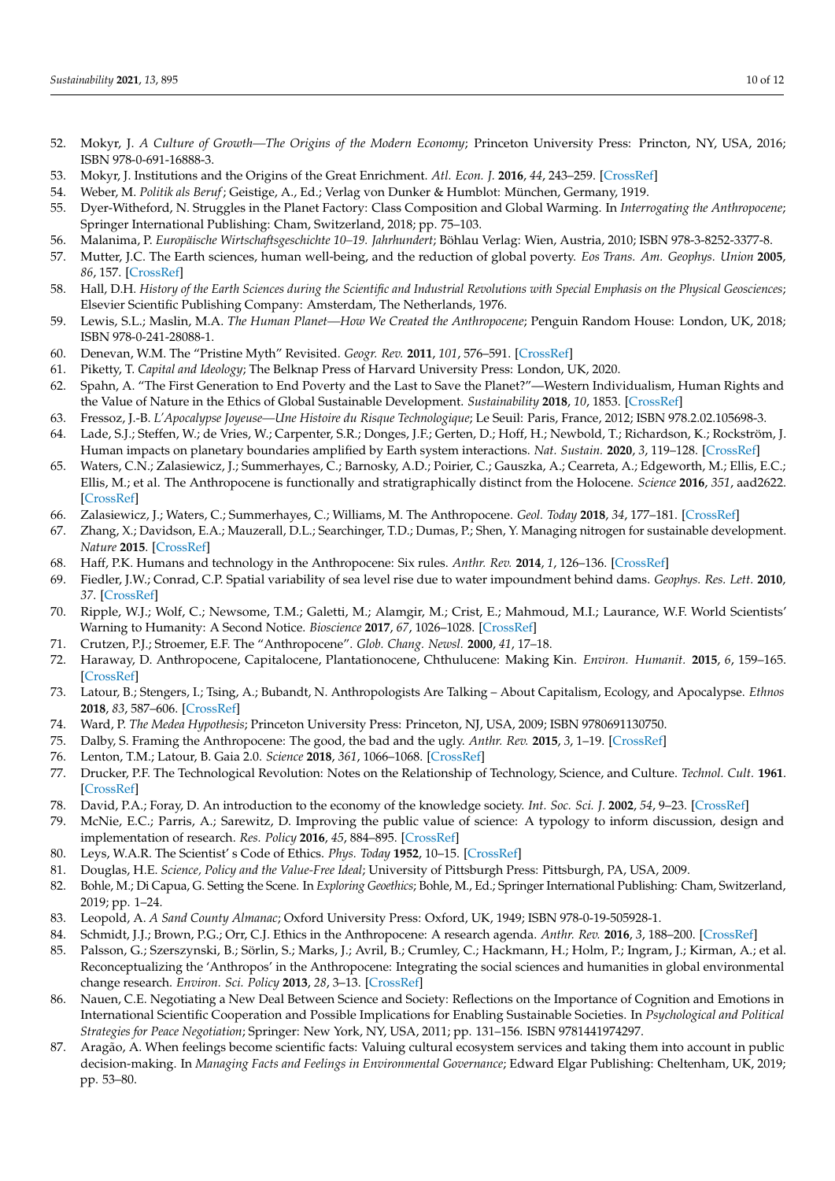52. Mokyr, J. *A Culture of Growth—The Origins of the Modern Economy*; Princeton University Press: Princton, NY, USA, 2016; ISBN 978-0-691-16888-3.
53. Mokyr, J. Institutions and the Origins of the Great Enrichment. *Atl. Econ. J.* **2016**, *44*, 243–259. [CrossRef]
54. Weber, M. *Politik als Beruf*; Geistige, A., Ed.; Verlag von Dunker & Humblot: München, Germany, 1919.
55. Dyer-Witheford, N. Struggles in the Planet Factory: Class Composition and Global Warming. In *Interrogating the Anthropocene*; Springer International Publishing: Cham, Switzerland, 2018; pp. 75–103.
56. Malanima, P. *Europäische Wirtschaftsgeschichte 10–19. Jahrhundert*; Böhlau Verlag: Wien, Austria, 2010; ISBN 978-3-8252-3377-8.
57. Mutter, J.C. The Earth sciences, human well-being, and the reduction of global poverty. *Eos Trans. Am. Geophys. Union* **2005**, *86*, 157. [CrossRef]
58. Hall, D.H. *History of the Earth Sciences during the Scientific and Industrial Revolutions with Special Emphasis on the Physical Geosciences*; Elsevier Scientific Publishing Company: Amsterdam, The Netherlands, 1976.
59. Lewis, S.L.; Maslin, M.A. *The Human Planet—How We Created the Anthropocene*; Penguin Random House: London, UK, 2018; ISBN 978-0-241-28088-1.
60. Denevan, W.M. The "Pristine Myth" Revisited. *Geogr. Rev.* **2011**, *101*, 576–591. [CrossRef]
61. Piketty, T. *Capital and Ideology*; The Belknap Press of Harvard University Press: London, UK, 2020.
62. Spahn, A. "The First Generation to End Poverty and the Last to Save the Planet?"—Western Individualism, Human Rights and the Value of Nature in the Ethics of Global Sustainable Development. *Sustainability* **2018**, *10*, 1853. [CrossRef]
63. Fressoz, J.-B. *L'Apocalypse Joyeuse—Une Histoire du Risque Technologique*; Le Seuil: Paris, France, 2012; ISBN 978.2.02.105698-3.
64. Lade, S.J.; Steffen, W.; de Vries, W.; Carpenter, S.R.; Donges, J.F.; Gerten, D.; Hoff, H.; Newbold, T.; Richardson, K.; Rockström, J. Human impacts on planetary boundaries amplified by Earth system interactions. *Nat. Sustain.* **2020**, *3*, 119–128. [CrossRef]
65. Waters, C.N.; Zalasiewicz, J.; Summerhayes, C.; Barnosky, A.D.; Poirier, C.; Gauszka, A.; Cearreta, A.; Edgeworth, M.; Ellis, E.C.; Ellis, M.; et al. The Anthropocene is functionally and stratigraphically distinct from the Holocene. *Science* **2016**, *351*, aad2622. [CrossRef]
66. Zalasiewicz, J.; Waters, C.; Summerhayes, C.; Williams, M. The Anthropocene. *Geol. Today* **2018**, *34*, 177–181. [CrossRef]
67. Zhang, X.; Davidson, E.A.; Mauzerall, D.L.; Searchinger, T.D.; Dumas, P.; Shen, Y. Managing nitrogen for sustainable development. *Nature* **2015**. [CrossRef]
68. Haff, P.K. Humans and technology in the Anthropocene: Six rules. *Anthr. Rev.* **2014**, *1*, 126–136. [CrossRef]
69. Fiedler, J.W.; Conrad, C.P. Spatial variability of sea level rise due to water impoundment behind dams. *Geophys. Res. Lett.* **2010**, *37*. [CrossRef]
70. Ripple, W.J.; Wolf, C.; Newsome, T.M.; Galetti, M.; Alamgir, M.; Crist, E.; Mahmoud, M.I.; Laurance, W.F. World Scientists' Warning to Humanity: A Second Notice. *Bioscience* **2017**, *67*, 1026–1028. [CrossRef]
71. Crutzen, P.J.; Stroemer, E.F. The "Anthropocene". *Glob. Chang. Newsl.* **2000**, *41*, 17–18.
72. Haraway, D. Anthropocene, Capitalocene, Plantationocene, Chthulucene: Making Kin. *Environ. Humanit.* **2015**, *6*, 159–165. [CrossRef]
73. Latour, B.; Stengers, I.; Tsing, A.; Bubandt, N. Anthropologists Are Talking – About Capitalism, Ecology, and Apocalypse. *Ethnos* **2018**, *83*, 587–606. [CrossRef]
74. Ward, P. *The Medea Hypothesis*; Princeton University Press: Princeton, NJ, USA, 2009; ISBN 9780691130750.
75. Dalby, S. Framing the Anthropocene: The good, the bad and the ugly. *Anthr. Rev.* **2015**, *3*, 1–19. [CrossRef]
76. Lenton, T.M.; Latour, B. Gaia 2.0. *Science* **2018**, *361*, 1066–1068. [CrossRef]
77. Drucker, P.F. The Technological Revolution: Notes on the Relationship of Technology, Science, and Culture. *Technol. Cult.* **1961**. [CrossRef]
78. David, P.A.; Foray, D. An introduction to the economy of the knowledge society. *Int. Soc. Sci. J.* **2002**, *54*, 9–23. [CrossRef]
79. McNie, E.C.; Parris, A.; Sarewitz, D. Improving the public value of science: A typology to inform discussion, design and implementation of research. *Res. Policy* **2016**, *45*, 884–895. [CrossRef]
80. Leys, W.A.R. The Scientist' s Code of Ethics. *Phys. Today* **1952**, 10–15. [CrossRef]
81. Douglas, H.E. *Science, Policy and the Value-Free Ideal*; University of Pittsburgh Press: Pittsburgh, PA, USA, 2009.
82. Bohle, M.; Di Capua, G. Setting the Scene. In *Exploring Geoethics*; Bohle, M., Ed.; Springer International Publishing: Cham, Switzerland, 2019; pp. 1–24.
83. Leopold, A. *A Sand County Almanac*; Oxford University Press: Oxford, UK, 1949; ISBN 978-0-19-505928-1.
84. Schmidt, J.J.; Brown, P.G.; Orr, C.J. Ethics in the Anthropocene: A research agenda. *Anthr. Rev.* **2016**, *3*, 188–200. [CrossRef]
85. Palsson, G.; Szerszynski, B.; Sörlin, S.; Marks, J.; Avril, B.; Crumley, C.; Hackmann, H.; Holm, P.; Ingram, J.; Kirman, A.; et al. Reconceptualizing the 'Anthropos' in the Anthropocene: Integrating the social sciences and humanities in global environmental change research. *Environ. Sci. Policy* **2013**, *28*, 3–13. [CrossRef]
86. Nauen, C.E. Negotiating a New Deal Between Science and Society: Reflections on the Importance of Cognition and Emotions in International Scientific Cooperation and Possible Implications for Enabling Sustainable Societies. In *Psychological and Political Strategies for Peace Negotiation*; Springer: New York, NY, USA, 2011; pp. 131–156. ISBN 9781441974297.
87. Aragão, A. When feelings become scientific facts: Valuing cultural ecosystem services and taking them into account in public decision-making. In *Managing Facts and Feelings in Environmental Governance*; Edward Elgar Publishing: Cheltenham, UK, 2019; pp. 53–80.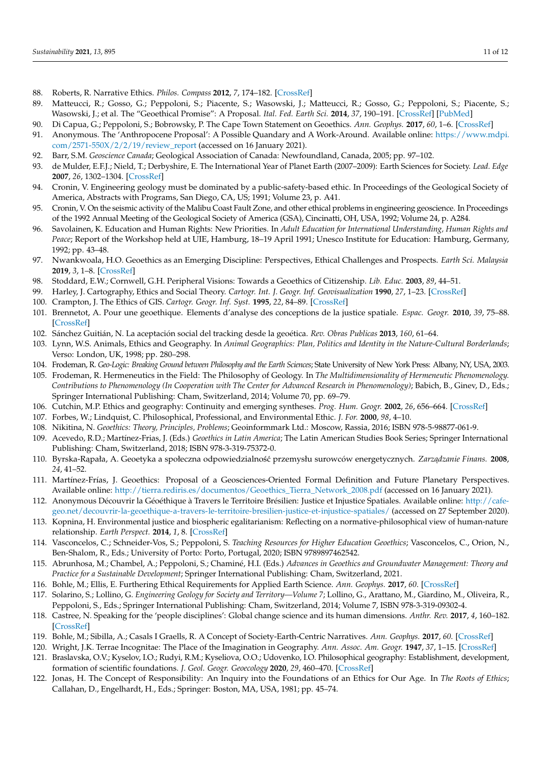88. Roberts, R. Narrative Ethics. *Philos. Compass* **2012**, *7*, 174–182. [CrossRef]
89. Matteucci, R.; Gosso, G.; Peppoloni, S.; Piacente, S.; Wasowski, J.; Matteucci, R.; Gosso, G.; Peppoloni, S.; Piacente, S.; Wasowski, J.; et al. The "Geoethical Promise": A Proposal. *Ital. Fed. Earth Sci.* **2014**, *37*, 190–191. [CrossRef] [PubMed]
90. Di Capua, G.; Peppoloni, S.; Bobrowsky, P. The Cape Town Statement on Geoethics. *Ann. Geophys.* **2017**, *60*, 1–6. [CrossRef]
91. Anonymous. The 'Anthropocene Proposal': A Possible Quandary and A Work-Around. Available online: https://www.mdpi.com/2571-550X/2/2/19/review_report (accessed on 16 January 2021).
92. Barr, S.M. *Geoscience Canada*; Geological Association of Canada: Newfoundland, Canada, 2005; pp. 97–102.
93. de Mulder, E.F.J.; Nield, T.; Derbyshire, E. The International Year of Planet Earth (2007–2009): Earth Sciences for Society. *Lead. Edge* **2007**, *26*, 1302–1304. [CrossRef]
94. Cronin, V. Engineering geology must be dominated by a public-safety-based ethic. In Proceedings of the Geological Society of America, Abstracts with Programs, San Diego, CA, US; 1991; Volume 23, p. A41.
95. Cronin, V. On the seismic activity of the Malibu Coast Fault Zone, and other ethical problems in engineering geoscience. In Proceedings of the 1992 Annual Meeting of the Geological Society of America (GSA), Cincinatti, OH, USA, 1992; Volume 24, p. A284.
96. Savolainen, K. Education and Human Rights: New Priorities. In *Adult Education for International Understanding, Human Rights and Peace*; Report of the Workshop held at UIE, Hamburg, 18–19 April 1991; Unesco Institute for Education: Hamburg, Germany, 1992; pp. 43–48.
97. Nwankwoala, H.O. Geoethics as an Emerging Discipline: Perspectives, Ethical Challenges and Prospects. *Earth Sci. Malaysia* **2019**, *3*, 1–8. [CrossRef]
98. Stoddard, E.W.; Cornwell, G.H. Peripheral Visions: Towards a Geoethics of Citizenship. *Lib. Educ.* **2003**, *89*, 44–51.
99. Harley, J. Cartography, Ethics and Social Theory. *Cartogr. Int. J. Geogr. Inf. Geovisualization* **1990**, *27*, 1–23. [CrossRef]
100. Crampton, J. The Ethics of GIS. *Cartogr. Geogr. Inf. Syst.* **1995**, *22*, 84–89. [CrossRef]
101. Brennetot, A. Pour une geoethique. Elements d'analyse des conceptions de la justice spatiale. *Espac. Geogr.* **2010**, *39*, 75–88. [CrossRef]
102. Sánchez Guitián, N. La aceptación social del tracking desde la geoética. *Rev. Obras Publicas* **2013**, *160*, 61–64.
103. Lynn, W.S. Animals, Ethics and Geography. In *Animal Geographies: Plan, Politics and Identity in the Nature-Cultural Borderlands*; Verso: London, UK, 1998; pp. 280–298.
104. Frodeman, R. *Geo-Logic: Breaking Ground between Philosophy and the Earth Sciences*; State University of New York Press: Albany, NY, USA, 2003.
105. Frodeman, R. Hermeneutics in the Field: The Philosophy of Geology. In *The Multidimensionality of Hermeneutic Phenomenology. Contributions to Phenomenology (In Cooperation with The Center for Advanced Research in Phenomenology)*; Babich, B., Ginev, D., Eds.; Springer International Publishing: Cham, Switzerland, 2014; Volume 70, pp. 69–79.
106. Cutchin, M.P. Ethics and geography: Continuity and emerging syntheses. *Prog. Hum. Geogr.* **2002**, *26*, 656–664. [CrossRef]
107. Forbes, W.; Lindquist, C. Philosophical, Professional, and Environmental Ethic. *J. For.* **2000**, *98*, 4–10.
108. Nikitina, N. *Geoethics: Theory, Principles, Problems*; Geoinformmark Ltd.: Moscow, Rassia, 2016; ISBN 978-5-98877-061-9.
109. Acevedo, R.D.; Martínez-Frias, J. (Eds.) *Geoethics in Latin America*; The Latin American Studies Book Series; Springer International Publishing: Cham, Switzerland, 2018; ISBN 978-3-319-75372-0.
110. Byrska-Rapała, A. Geoetyka a społeczna odpowiedzialność przemysłu surowców energetycznych. *Zarządzanie Finans.* **2008**, *24*, 41–52.
111. Martínez-Frías, J. Geoethics: Proposal of a Geosciences-Oriented Formal Definition and Future Planetary Perspectives. Available online: http://tierra.rediris.es/documentos/Geoethics_Tierra_Network_2008.pdf (accessed on 16 January 2021).
112. Anonymous Découvrir la Géoéthique à Travers le Territoire Brésilien: Justice et Injustice Spatiales. Available online: http://cafe-geo.net/decouvrir-la-geoethique-a-travers-le-territoire-bresilien-justice-et-injustice-spatiales/ (accessed on 27 September 2020).
113. Kopnina, H. Environmental justice and biospheric egalitarianism: Reflecting on a normative-philosophical view of human-nature relationship. *Earth Perspect.* **2014**, *1*, 8. [CrossRef]
114. Vasconcelos, C.; Schneider-Vos, S.; Peppoloni, S. *Teaching Resources for Higher Education Geoethics*; Vasconcelos, C., Orion, N., Ben-Shalom, R., Eds.; University of Porto: Porto, Portugal, 2020; ISBN 9789897462542.
115. Abrunhosa, M.; Chambel, A.; Peppoloni, S.; Chaminé, H.I. (Eds.) *Advances in Geoethics and Groundwater Management: Theory and Practice for a Sustainable Development*; Springer International Publishing: Cham, Switzerland, 2021.
116. Bohle, M.; Ellis, E. Furthering Ethical Requirements for Applied Earth Science. *Ann. Geophys.* **2017**, *60*. [CrossRef]
117. Solarino, S.; Lollino, G. *Engineering Geology for Society and Territory—Volume 7*; Lollino, G., Arattano, M., Giardino, M., Oliveira, R., Peppoloni, S., Eds.; Springer International Publishing: Cham, Switzerland, 2014; Volume 7, ISBN 978-3-319-09302-4.
118. Castree, N. Speaking for the 'people disciplines': Global change science and its human dimensions. *Anthr. Rev.* **2017**, *4*, 160–182. [CrossRef]
119. Bohle, M.; Sibilla, A.; Casals I Graells, R. A Concept of Society-Earth-Centric Narratives. *Ann. Geophys.* **2017**, *60*. [CrossRef]
120. Wright, J.K. Terrae Incognitae: The Place of the Imagination in Geography. *Ann. Assoc. Am. Geogr.* **1947**, *37*, 1–15. [CrossRef]
121. Braslavska, O.V.; Kyselov, I.O.; Rudyi, R.M.; Kyseliova, O.O.; Udovenko, I.O. Philosophical geography: Establishment, development, formation of scientific foundations. *J. Geol. Geogr. Geoecology* **2020**, *29*, 460–470. [CrossRef]
122. Jonas, H. The Concept of Responsibility: An Inquiry into the Foundations of an Ethics for Our Age. In *The Roots of Ethics*; Callahan, D., Engelhardt, H., Eds.; Springer: Boston, MA, USA, 1981; pp. 45–74.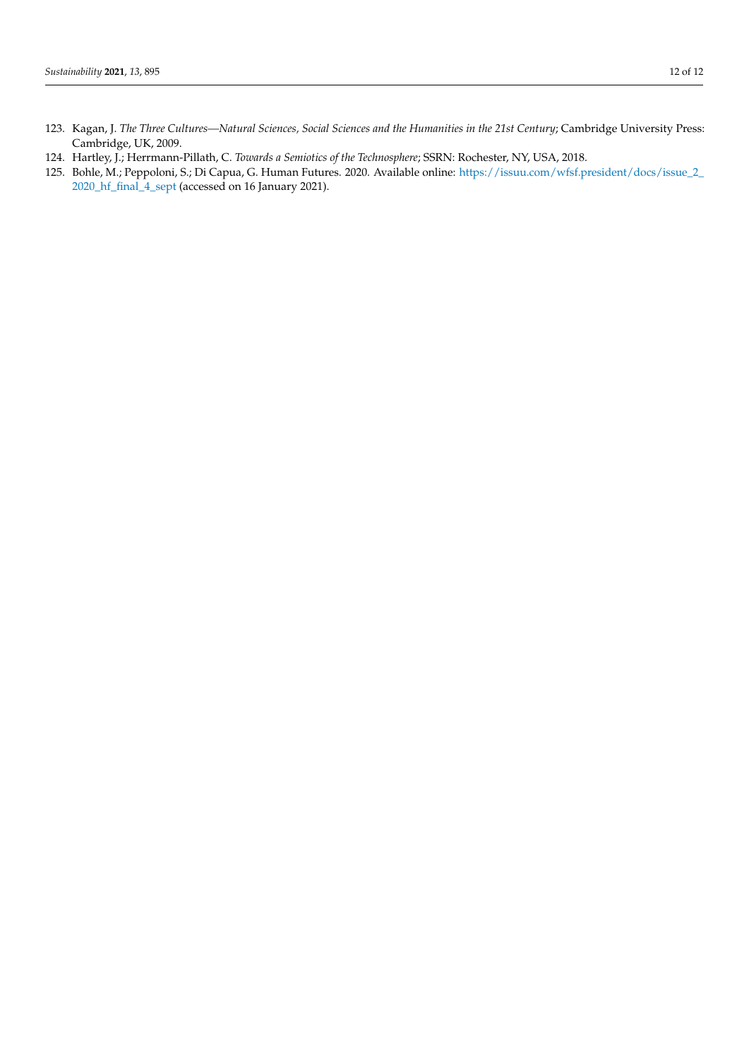123. Kagan, J. *The Three Cultures—Natural Sciences, Social Sciences and the Humanities in the 21st Century*; Cambridge University Press: Cambridge, UK, 2009.
124. Hartley, J.; Herrmann-Pillath, C. *Towards a Semiotics of the Technosphere*; SSRN: Rochester, NY, USA, 2018.
125. Bohle, M.; Peppoloni, S.; Di Capua, G. Human Futures. 2020. Available online: https://issuu.com/wfsf.president/docs/issue_2_2020_hf_final_4_sept (accessed on 16 January 2021).